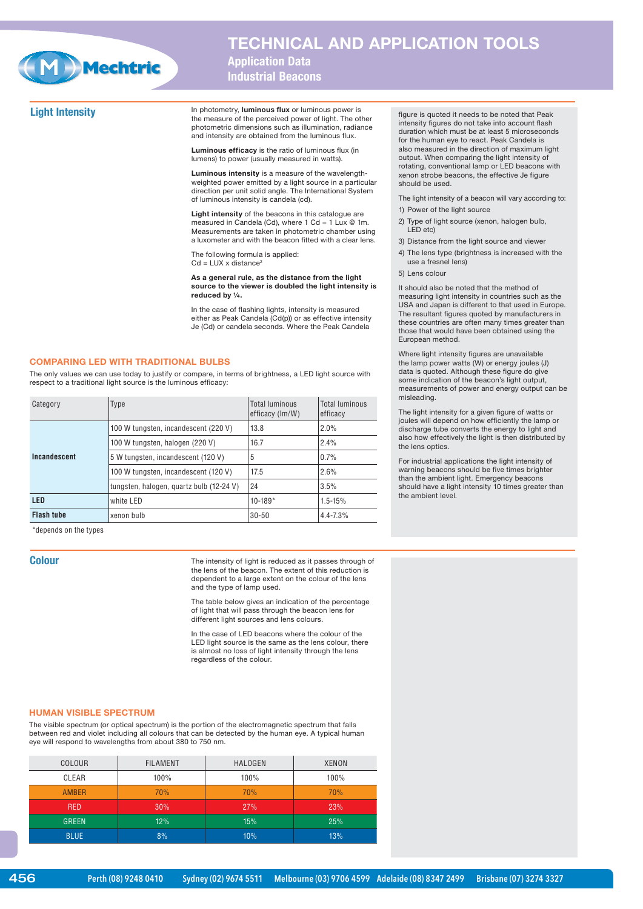# TECHNICAL AND APPLICATION TOOLS

## Application Data

## Industrial Beacons

## Light Intensity

In photometry, **luminous flux** or luminous power is the measure of the perceived power of light. The other photometric dimensions such as illumination, radiance and intensity are obtained from the luminous flux.

**Luminous efficacy** is the ratio of luminous flux (in lumens) to power (usually measured in watts).

**Luminous intensity** is a measure of the wavelength-weighted power emitted by a light source in a particular direction per unit solid angle. The International System of luminous intensity is candela (cd).

**Light intensity** of the beacons in this catalogue are measured in Candela (Cd), where 1 Cd = 1 Lux @ 1m. Measurements are taken in photometric chamber using a luxometer and with the beacon fitted with a clear lens.

The following formula is applied:
Cd = LUX x distance$^2$

**As a general rule, as the distance from the light source to the viewer is doubled the light intensity is reduced by ¼.**

In the case of flashing lights, intensity is measured either as Peak Candela (Cd(p)) or as effective intensity Je (Cd) or candela seconds. Where the Peak Candela figure is quoted it needs to be noted that Peak intensity figures do not take into account flash duration which must be at least 5 microseconds for the human eye to react. Peak Candela is also measured in the direction of maximum light output. When comparing the light intensity of rotating, conventional lamp or LED beacons with xenon strobe beacons, the effective Je figure should be used.

The light intensity of a beacon will vary according to:

1) Power of the light source
2) Type of light source (xenon, halogen bulb, LED etc)
3) Distance from the light source and viewer
4) The lens type (brightness is increased with the use a fresnel lens)
5) Lens colour

It should also be noted that the method of measuring light intensity in countries such as the USA and Japan is different to that used in Europe. The resultant figures quoted by manufacturers in these countries are often many times greater than those that would have been obtained using the European method.

Where light intensity figures are unavailable the lamp power watts (W) or energy joules (J) data is quoted. Although these figure do give some indication of the beacon's light output, measurements of power and energy output can be misleading.

The light intensity for a given figure of watts or joules will depend on how efficiently the lamp or discharge tube converts the energy to light and also how effectively the light is then distributed by the lens optics.

For industrial applications the light intensity of warning beacons should be five times brighter than the ambient light. Emergency beacons should have a light intensity 10 times greater than the ambient level.

### COMPARING LED WITH TRADITIONAL BULBS

The only values we can use today to justify or compare, in terms of brightness, a LED light source with respect to a traditional light source is the luminous efficacy:

| Category | Type | Total luminous efficacy (lm/W) | Total luminous efficacy |
|---|---|---|---|
| **Incandescent** | 100 W tungsten, incandescent (220 V) | 13.8 | 2.0% |
| | 100 W tungsten, halogen (220 V) | 16.7 | 2.4% |
| | 5 W tungsten, incandescent (120 V) | 5 | 0.7% |
| | 100 W tungsten, incandescent (120 V) | 17.5 | 2.6% |
| | tungsten, halogen, quartz bulb (12-24 V) | 24 | 3.5% |
| **LED** | white LED | 10-189* | 1.5-15% |
| **Flash tube** | xenon bulb | 30-50 | 4.4-7.3% |

*depends on the types

## Colour

The intensity of light is reduced as it passes through of the lens of the beacon. The extent of this reduction is dependent to a large extent on the colour of the lens and the type of lamp used.

The table below gives an indication of the percentage of light that will pass through the beacon lens for different light sources and lens colours.

In the case of LED beacons where the colour of the LED light source is the same as the lens colour, there is almost no loss of light intensity through the lens regardless of the colour.

### HUMAN VISIBLE SPECTRUM

The visible spectrum (or optical spectrum) is the portion of the electromagnetic spectrum that falls between red and violet including all colours that can be detected by the human eye. A typical human eye will respond to wavelengths from about 380 to 750 nm.

| COLOUR | FILAMENT | HALOGEN | XENON |
|---|---|---|---|
| CLEAR | 100% | 100% | 100% |
| AMBER | 70% | 70% | 70% |
| RED | 30% | 27% | 23% |
| GREEN | 12% | 15% | 25% |
| BLUE | 8% | 10% | 13% |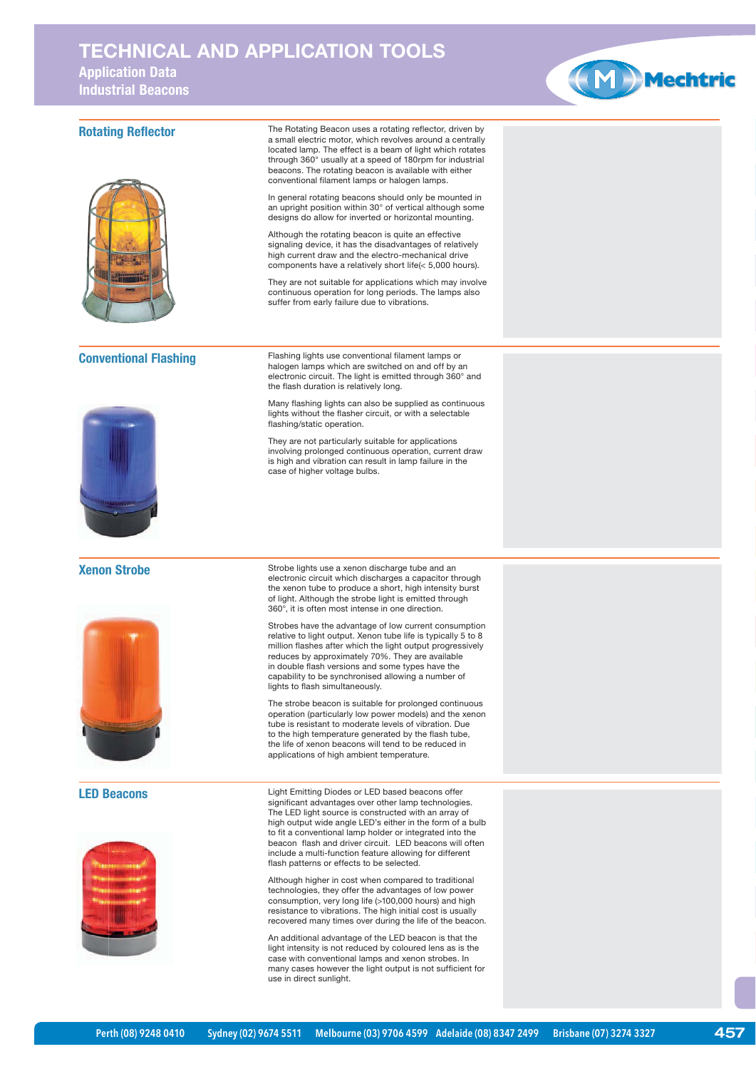# TECHNICAL AND APPLICATION TOOLS

## Application Data

## Industrial Beacons

### Rotating Reflector

The Rotating Beacon uses a rotating reflector, driven by a small electric motor, which revolves around a centrally located lamp. The effect is a beam of light which rotates through 360° usually at a speed of 180rpm for industrial beacons. The rotating beacon is available with either conventional filament lamps or halogen lamps.

In general rotating beacons should only be mounted in an upright position within 30° of vertical although some designs do allow for inverted or horizontal mounting.

Although the rotating beacon is quite an effective signaling device, it has the disadvantages of relatively high current draw and the electro-mechanical drive components have a relatively short life(< 5,000 hours).

They are not suitable for applications which may involve continuous operation for long periods. The lamps also suffer from early failure due to vibrations.

### Conventional Flashing

Flashing lights use conventional filament lamps or halogen lamps which are switched on and off by an electronic circuit. The light is emitted through 360° and the flash duration is relatively long.

Many flashing lights can also be supplied as continuous lights without the flasher circuit, or with a selectable flashing/static operation.

They are not particularly suitable for applications involving prolonged continuous operation, current draw is high and vibration can result in lamp failure in the case of higher voltage bulbs.

### Xenon Strobe

Strobe lights use a xenon discharge tube and an electronic circuit which discharges a capacitor through the xenon tube to produce a short, high intensity burst of light. Although the strobe light is emitted through 360°, it is often most intense in one direction.

Strobes have the advantage of low current consumption relative to light output. Xenon tube life is typically 5 to 8 million flashes after which the light output progressively reduces by approximately 70%. They are available in double flash versions and some types have the capability to be synchronised allowing a number of lights to flash simultaneously.

The strobe beacon is suitable for prolonged continuous operation (particularly low power models) and the xenon tube is resistant to moderate levels of vibration. Due to the high temperature generated by the flash tube, the life of xenon beacons will tend to be reduced in applications of high ambient temperature.

### LED Beacons

Light Emitting Diodes or LED based beacons offer significant advantages over other lamp technologies. The LED light source is constructed with an array of high output wide angle LED's either in the form of a bulb to fit a conventional lamp holder or integrated into the beacon flash and driver circuit. LED beacons will often include a multi-function feature allowing for different flash patterns or effects to be selected.

Although higher in cost when compared to traditional technologies, they offer the advantages of low power consumption, very long life (>100,000 hours) and high resistance to vibrations. The high initial cost is usually recovered many times over during the life of the beacon.

An additional advantage of the LED beacon is that the light intensity is not reduced by coloured lens as is the case with conventional lamps and xenon strobes. In many cases however the light output is not sufficient for use in direct sunlight.